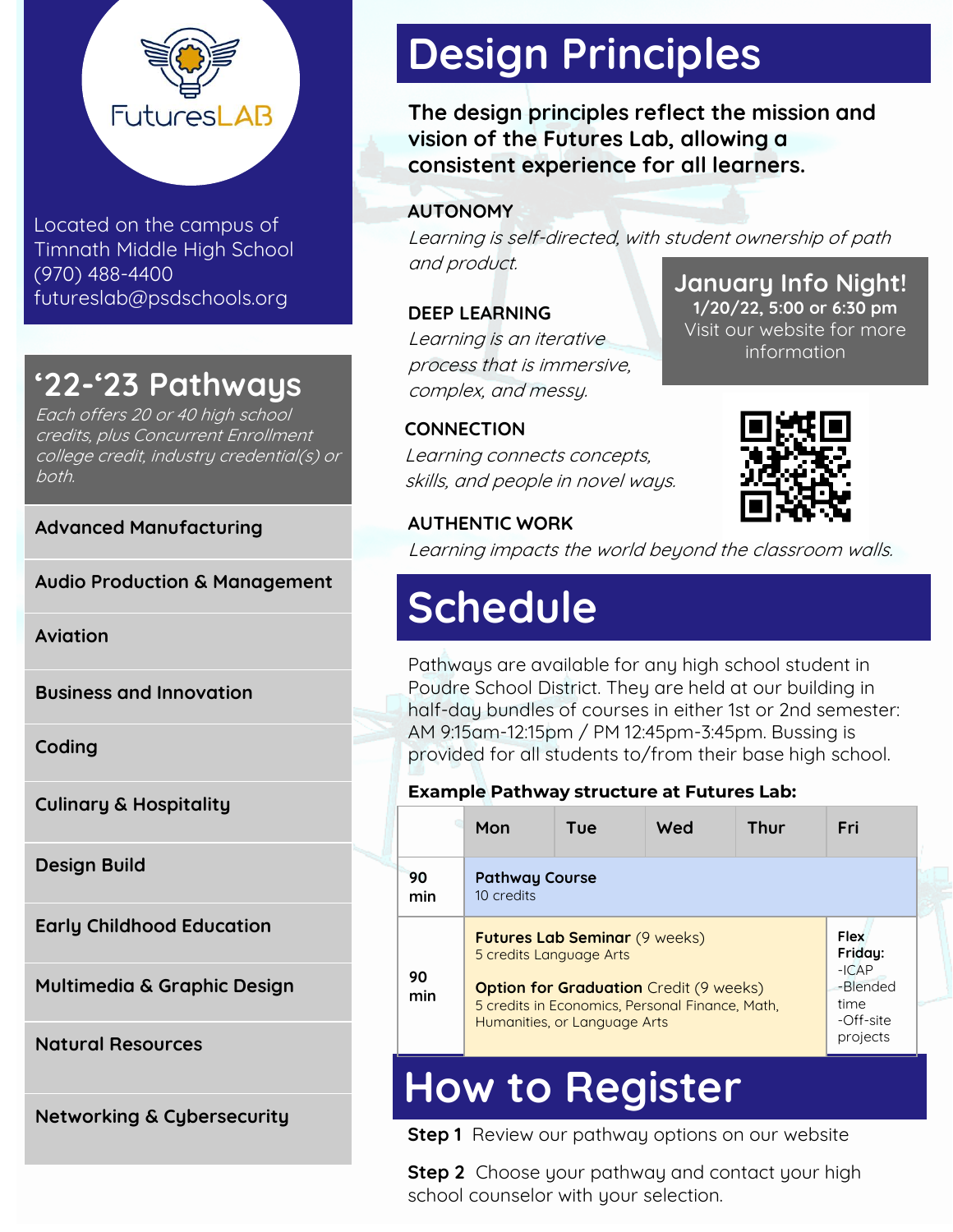FuturesLAB

Located on the campus of Timnath Middle High School
(970) 488-4400
futureslab@psdschools.org

## '22-'23 Pathways

*Each offers 20 or 40 high school credits, plus Concurrent Enrollment college credit, industry credential(s) or both.*

- Advanced Manufacturing
- Audio Production & Management
- Aviation
- Business and Innovation
- Coding
- Culinary & Hospitality
- Design Build
- Early Childhood Education
- Multimedia & Graphic Design
- Natural Resources
- Networking & Cybersecurity

# Design Principles

**The design principles reflect the mission and vision of the Futures Lab, allowing a consistent experience for all learners.**

**AUTONOMY**
*Learning is self-directed, with student ownership of path and product.*

**DEEP LEARNING**
*Learning is an iterative process that is immersive, complex, and messy.*

**CONNECTION**
*Learning connects concepts, skills, and people in novel ways.*

**AUTHENTIC WORK**
*Learning impacts the world beyond the classroom walls.*

### January Info Night!

**1/20/22, 5:00 or 6:30 pm**
Visit our website for more information

# Schedule

Pathways are available for any high school student in Poudre School District. They are held at our building in half-day bundles of courses in either 1st or 2nd semester: AM 9:15am-12:15pm / PM 12:45pm-3:45pm. Bussing is provided for all students to/from their base high school.

**Example Pathway structure at Futures Lab:**

| | Mon | Tue | Wed | Thur | Fri |
|---|---|---|---|---|---|
| 90 min | **Pathway Course** 10 credits | | | | |
| 90 min | **Futures Lab Seminar** (9 weeks) 5 credits Language Arts<br><br>**Option for Graduation** Credit (9 weeks) 5 credits in Economics, Personal Finance, Math, Humanities, or Language Arts | | | | **Flex Friday:** -ICAP -Blended time -Off-site projects |

# How to Register

**Step 1** Review our pathway options on our website

**Step 2** Choose your pathway and contact your high school counselor with your selection.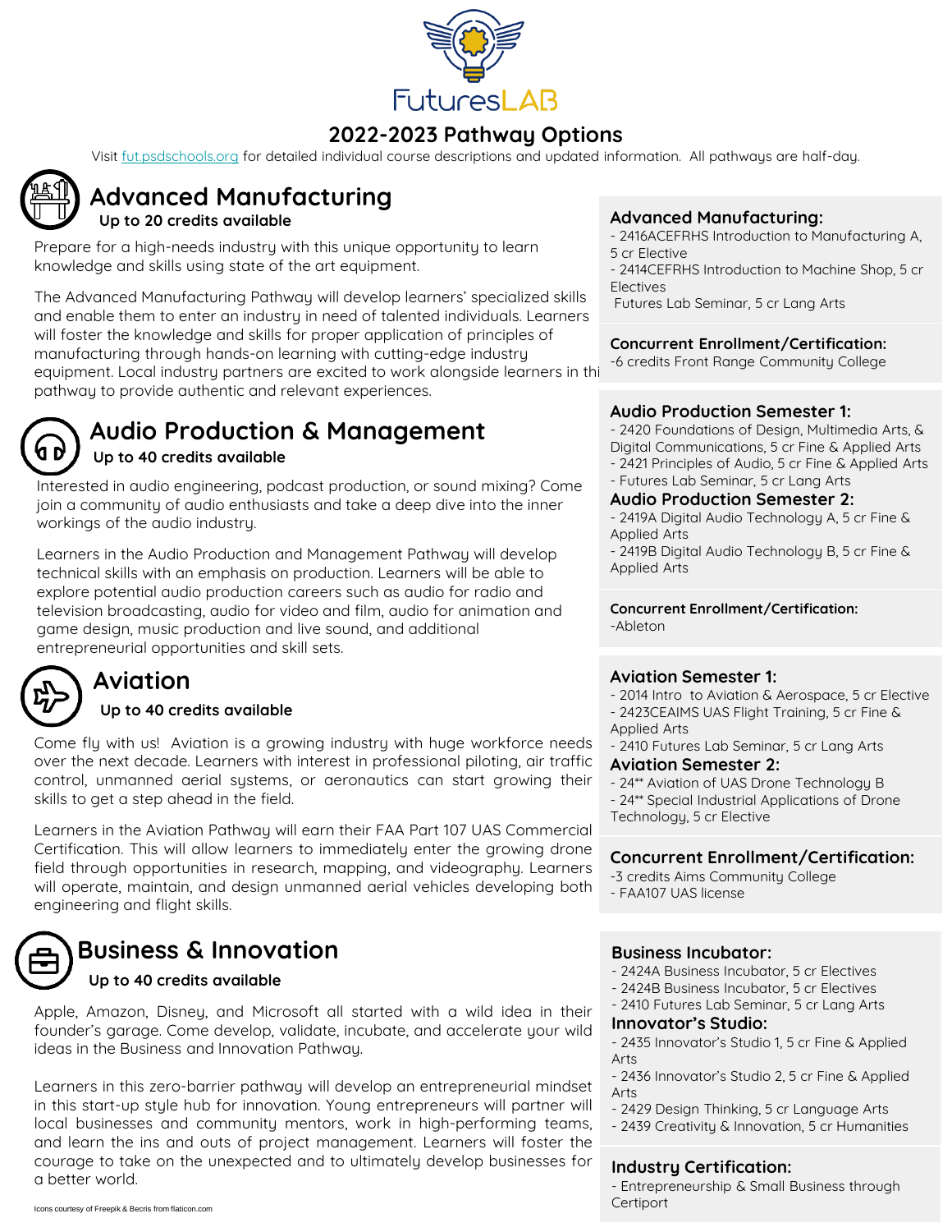# FuturesLAB

## 2022-2023 Pathway Options

Visit fut.psdschools.org for detailed individual course descriptions and updated information. All pathways are half-day.

## Advanced Manufacturing

**Up to 20 credits available**

Prepare for a high-needs industry with this unique opportunity to learn knowledge and skills using state of the art equipment.

The Advanced Manufacturing Pathway will develop learners' specialized skills and enable them to enter an industry in need of talented individuals. Learners will foster the knowledge and skills for proper application of principles of manufacturing through hands-on learning with cutting-edge industry equipment. Local industry partners are excited to work alongside learners in thi pathway to provide authentic and relevant experiences.

### Advanced Manufacturing:

- 2416ACEFRHS Introduction to Manufacturing A, 5 cr Elective
- 2414CEFRHS Introduction to Machine Shop, 5 cr Electives
- Futures Lab Seminar, 5 cr Lang Arts

### Concurrent Enrollment/Certification:

-6 credits Front Range Community College

## Audio Production & Management

**Up to 40 credits available**

Interested in audio engineering, podcast production, or sound mixing? Come join a community of audio enthusiasts and take a deep dive into the inner workings of the audio industry.

Learners in the Audio Production and Management Pathway will develop technical skills with an emphasis on production. Learners will be able to explore potential audio production careers such as audio for radio and television broadcasting, audio for video and film, audio for animation and game design, music production and live sound, and additional entrepreneurial opportunities and skill sets.

### Audio Production Semester 1:

- 2420 Foundations of Design, Multimedia Arts, & Digital Communications, 5 cr Fine & Applied Arts
- 2421 Principles of Audio, 5 cr Fine & Applied Arts
- Futures Lab Seminar, 5 cr Lang Arts

### Audio Production Semester 2:

- 2419A Digital Audio Technology A, 5 cr Fine & Applied Arts
- 2419B Digital Audio Technology B, 5 cr Fine & Applied Arts

### Concurrent Enrollment/Certification:

-Ableton

## Aviation

**Up to 40 credits available**

Come fly with us! Aviation is a growing industry with huge workforce needs over the next decade. Learners with interest in professional piloting, air traffic control, unmanned aerial systems, or aeronautics can start growing their skills to get a step ahead in the field.

Learners in the Aviation Pathway will earn their FAA Part 107 UAS Commercial Certification. This will allow learners to immediately enter the growing drone field through opportunities in research, mapping, and videography. Learners will operate, maintain, and design unmanned aerial vehicles developing both engineering and flight skills.

### Aviation Semester 1:

- 2014 Intro to Aviation & Aerospace, 5 cr Elective
- 2423CEAIMS UAS Flight Training, 5 cr Fine & Applied Arts
- 2410 Futures Lab Seminar, 5 cr Lang Arts

### Aviation Semester 2:

- 24** Aviation of UAS Drone Technology B
- 24** Special Industrial Applications of Drone Technology, 5 cr Elective

### Concurrent Enrollment/Certification:

-3 credits Aims Community College
- FAA107 UAS license

## Business & Innovation

**Up to 40 credits available**

Apple, Amazon, Disney, and Microsoft all started with a wild idea in their founder's garage. Come develop, validate, incubate, and accelerate your wild ideas in the Business and Innovation Pathway.

Learners in this zero-barrier pathway will develop an entrepreneurial mindset in this start-up style hub for innovation. Young entrepreneurs will partner will local businesses and community mentors, work in high-performing teams, and learn the ins and outs of project management. Learners will foster the courage to take on the unexpected and to ultimately develop businesses for a better world.

### Business Incubator:

- 2424A Business Incubator, 5 cr Electives
- 2424B Business Incubator, 5 cr Electives
- 2410 Futures Lab Seminar, 5 cr Lang Arts

### Innovator's Studio:

- 2435 Innovator's Studio 1, 5 cr Fine & Applied Arts
- 2436 Innovator's Studio 2, 5 cr Fine & Applied Arts
- 2429 Design Thinking, 5 cr Language Arts
- 2439 Creativity & Innovation, 5 cr Humanities

### Industry Certification:

- Entrepreneurship & Small Business through Certiport

Icons courtesy of Freepik & Becris from flaticon.com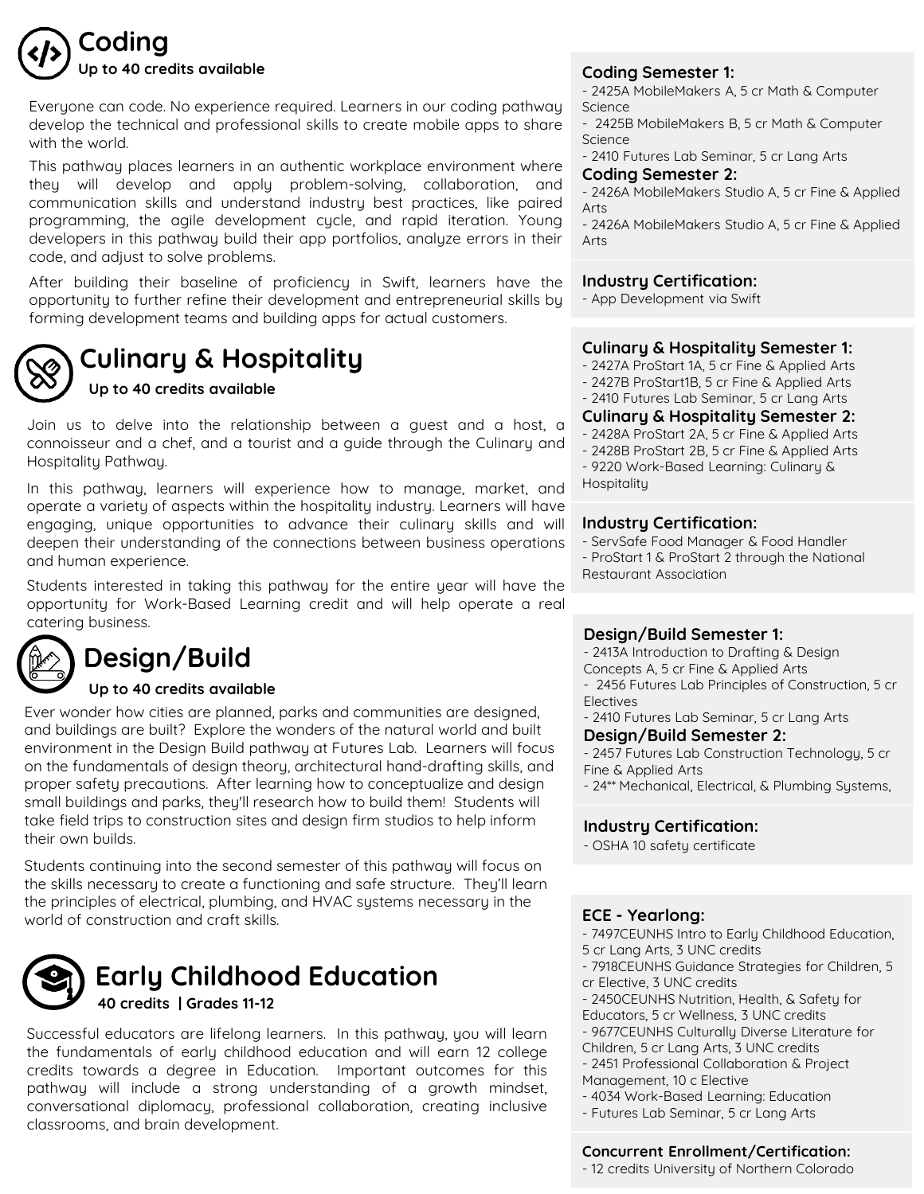## Coding

**Up to 40 credits available**

Everyone can code. No experience required. Learners in our coding pathway develop the technical and professional skills to create mobile apps to share with the world.

This pathway places learners in an authentic workplace environment where they will develop and apply problem-solving, collaboration, and communication skills and understand industry best practices, like paired programming, the agile development cycle, and rapid iteration. Young developers in this pathway build their app portfolios, analyze errors in their code, and adjust to solve problems.

After building their baseline of proficiency in Swift, learners have the opportunity to further refine their development and entrepreneurial skills by forming development teams and building apps for actual customers.

**Coding Semester 1:**
- 2425A MobileMakers A, 5 cr Math & Computer Science
- 2425B MobileMakers B, 5 cr Math & Computer Science
- 2410 Futures Lab Seminar, 5 cr Lang Arts

**Coding Semester 2:**
- 2426A MobileMakers Studio A, 5 cr Fine & Applied Arts
- 2426A MobileMakers Studio A, 5 cr Fine & Applied Arts

**Industry Certification:**
- App Development via Swift

## Culinary & Hospitality

**Up to 40 credits available**

Join us to delve into the relationship between a guest and a host, a connoisseur and a chef, and a tourist and a guide through the Culinary and Hospitality Pathway.

In this pathway, learners will experience how to manage, market, and operate a variety of aspects within the hospitality industry. Learners will have engaging, unique opportunities to advance their culinary skills and will deepen their understanding of the connections between business operations and human experience.

Students interested in taking this pathway for the entire year will have the opportunity for Work-Based Learning credit and will help operate a real catering business.

**Culinary & Hospitality Semester 1:**
- 2427A ProStart 1A, 5 cr Fine & Applied Arts
- 2427B ProStart1B, 5 cr Fine & Applied Arts
- 2410 Futures Lab Seminar, 5 cr Lang Arts

**Culinary & Hospitality Semester 2:**
- 2428A ProStart 2A, 5 cr Fine & Applied Arts
- 2428B ProStart 2B, 5 cr Fine & Applied Arts
- 9220 Work-Based Learning: Culinary & Hospitality

**Industry Certification:**
- ServSafe Food Manager & Food Handler
- ProStart 1 & ProStart 2 through the National Restaurant Association

## Design/Build

**Up to 40 credits available**

Ever wonder how cities are planned, parks and communities are designed, and buildings are built? Explore the wonders of the natural world and built environment in the Design Build pathway at Futures Lab. Learners will focus on the fundamentals of design theory, architectural hand-drafting skills, and proper safety precautions. After learning how to conceptualize and design small buildings and parks, they'll research how to build them! Students will take field trips to construction sites and design firm studios to help inform their own builds.

Students continuing into the second semester of this pathway will focus on the skills necessary to create a functioning and safe structure. They'll learn the principles of electrical, plumbing, and HVAC systems necessary in the world of construction and craft skills.

**Design/Build Semester 1:**
- 2413A Introduction to Drafting & Design Concepts A, 5 cr Fine & Applied Arts
- 2456 Futures Lab Principles of Construction, 5 cr Electives
- 2410 Futures Lab Seminar, 5 cr Lang Arts

**Design/Build Semester 2:**
- 2457 Futures Lab Construction Technology, 5 cr Fine & Applied Arts
- 24** Mechanical, Electrical, & Plumbing Systems,

**Industry Certification:**
- OSHA 10 safety certificate

## Early Childhood Education

**40 credits | Grades 11-12**

Successful educators are lifelong learners. In this pathway, you will learn the fundamentals of early childhood education and will earn 12 college credits towards a degree in Education. Important outcomes for this pathway will include a strong understanding of a growth mindset, conversational diplomacy, professional collaboration, creating inclusive classrooms, and brain development.

**ECE - Yearlong:**
- 7497CEUNHS Intro to Early Childhood Education, 5 cr Lang Arts, 3 UNC credits
- 7918CEUNHS Guidance Strategies for Children, 5 cr Elective, 3 UNC credits
- 2450CEUNHS Nutrition, Health, & Safety for Educators, 5 cr Wellness, 3 UNC credits
- 9677CEUNHS Culturally Diverse Literature for Children, 5 cr Lang Arts, 3 UNC credits
- 2451 Professional Collaboration & Project Management, 10 c Elective
- 4034 Work-Based Learning: Education
- Futures Lab Seminar, 5 cr Lang Arts

**Concurrent Enrollment/Certification:**
- 12 credits University of Northern Colorado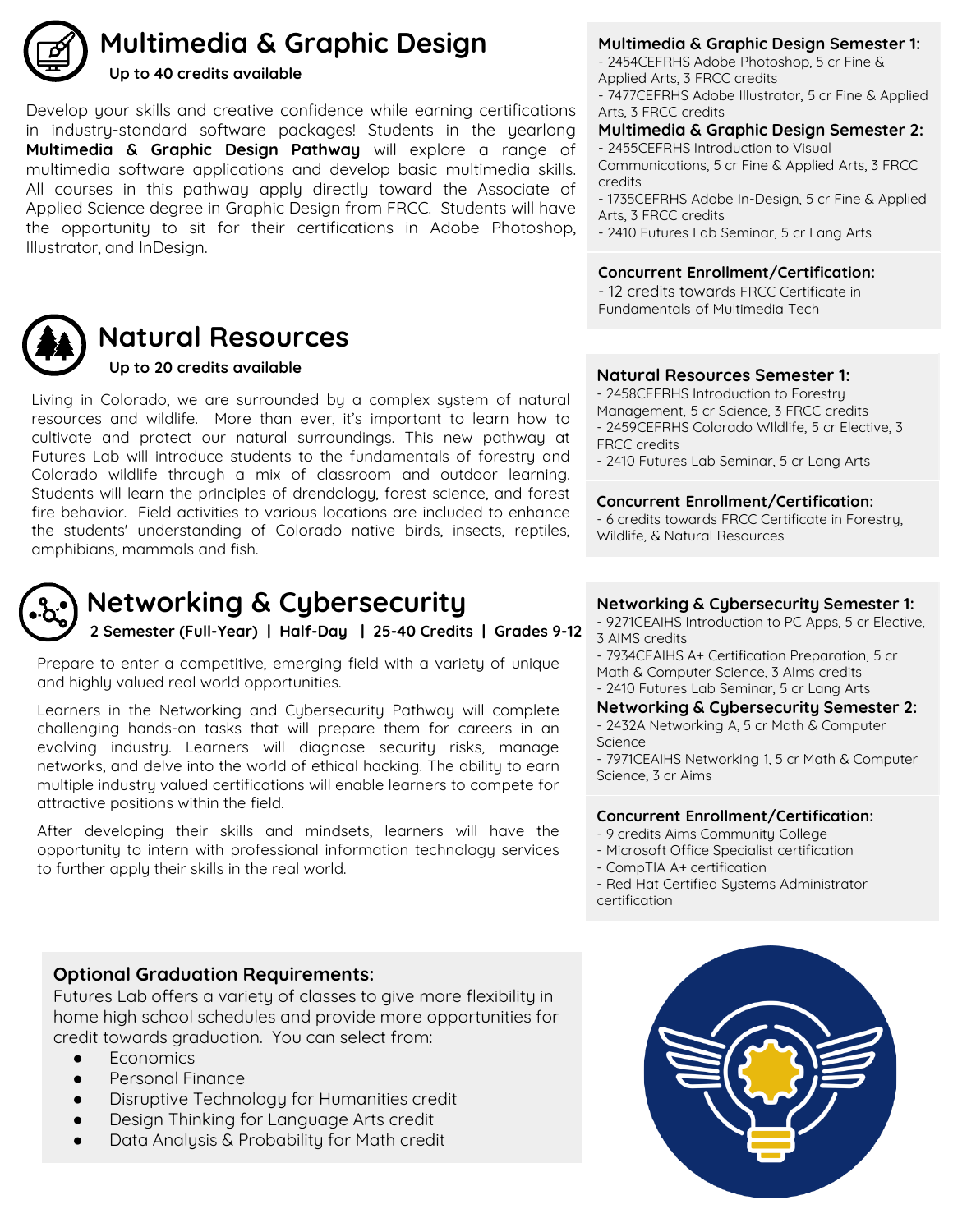# Multimedia & Graphic Design

**Up to 40 credits available**

Develop your skills and creative confidence while earning certifications in industry-standard software packages! Students in the yearlong **Multimedia & Graphic Design Pathway** will explore a range of multimedia software applications and develop basic multimedia skills. All courses in this pathway apply directly toward the Associate of Applied Science degree in Graphic Design from FRCC. Students will have the opportunity to sit for their certifications in Adobe Photoshop, Illustrator, and InDesign.

### Multimedia & Graphic Design Semester 1:

- 2454CEFRHS Adobe Photoshop, 5 cr Fine & Applied Arts, 3 FRCC credits
- 7477CEFRHS Adobe Illustrator, 5 cr Fine & Applied Arts, 3 FRCC credits

### Multimedia & Graphic Design Semester 2:

- 2455CEFRHS Introduction to Visual Communications, 5 cr Fine & Applied Arts, 3 FRCC credits
- 1735CEFRHS Adobe In-Design, 5 cr Fine & Applied Arts, 3 FRCC credits
- 2410 Futures Lab Seminar, 5 cr Lang Arts

### Concurrent Enrollment/Certification:

- 12 credits towards FRCC Certificate in Fundamentals of Multimedia Tech

# Natural Resources

**Up to 20 credits available**

Living in Colorado, we are surrounded by a complex system of natural resources and wildlife. More than ever, it's important to learn how to cultivate and protect our natural surroundings. This new pathway at Futures Lab will introduce students to the fundamentals of forestry and Colorado wildlife through a mix of classroom and outdoor learning. Students will learn the principles of drendology, forest science, and forest fire behavior. Field activities to various locations are included to enhance the students' understanding of Colorado native birds, insects, reptiles, amphibians, mammals and fish.

### Natural Resources Semester 1:

- 2458CEFRHS Introduction to Forestry Management, 5 cr Science, 3 FRCC credits
- 2459CEFRHS Colorado WIldlife, 5 cr Elective, 3 FRCC credits
- 2410 Futures Lab Seminar, 5 cr Lang Arts

### Concurrent Enrollment/Certification:

- 6 credits towards FRCC Certificate in Forestry, Wildlife, & Natural Resources

# Networking & Cybersecurity

**2 Semester (Full-Year) | Half-Day | 25-40 Credits | Grades 9-12**

Prepare to enter a competitive, emerging field with a variety of unique and highly valued real world opportunities.

Learners in the Networking and Cybersecurity Pathway will complete challenging hands-on tasks that will prepare them for careers in an evolving industry. Learners will diagnose security risks, manage networks, and delve into the world of ethical hacking. The ability to earn multiple industry valued certifications will enable learners to compete for attractive positions within the field.

After developing their skills and mindsets, learners will have the opportunity to intern with professional information technology services to further apply their skills in the real world.

### Networking & Cybersecurity Semester 1:

- 9271CEAIHS Introduction to PC Apps, 5 cr Elective, 3 AIMS credits
- 7934CEAIHS A+ Certification Preparation, 5 cr Math & Computer Science, 3 AIms credits
- 2410 Futures Lab Seminar, 5 cr Lang Arts

### Networking & Cybersecurity Semester 2:

- 2432A Networking A, 5 cr Math & Computer Science
- 7971CEAIHS Networking 1, 5 cr Math & Computer Science, 3 cr Aims

### Concurrent Enrollment/Certification:

- 9 credits Aims Community College
- Microsoft Office Specialist certification
- CompTIA A+ certification
- Red Hat Certified Systems Administrator certification

### Optional Graduation Requirements:

Futures Lab offers a variety of classes to give more flexibility in home high school schedules and provide more opportunities for credit towards graduation. You can select from:

- Economics
- Personal Finance
- Disruptive Technology for Humanities credit
- Design Thinking for Language Arts credit
- Data Analysis & Probability for Math credit